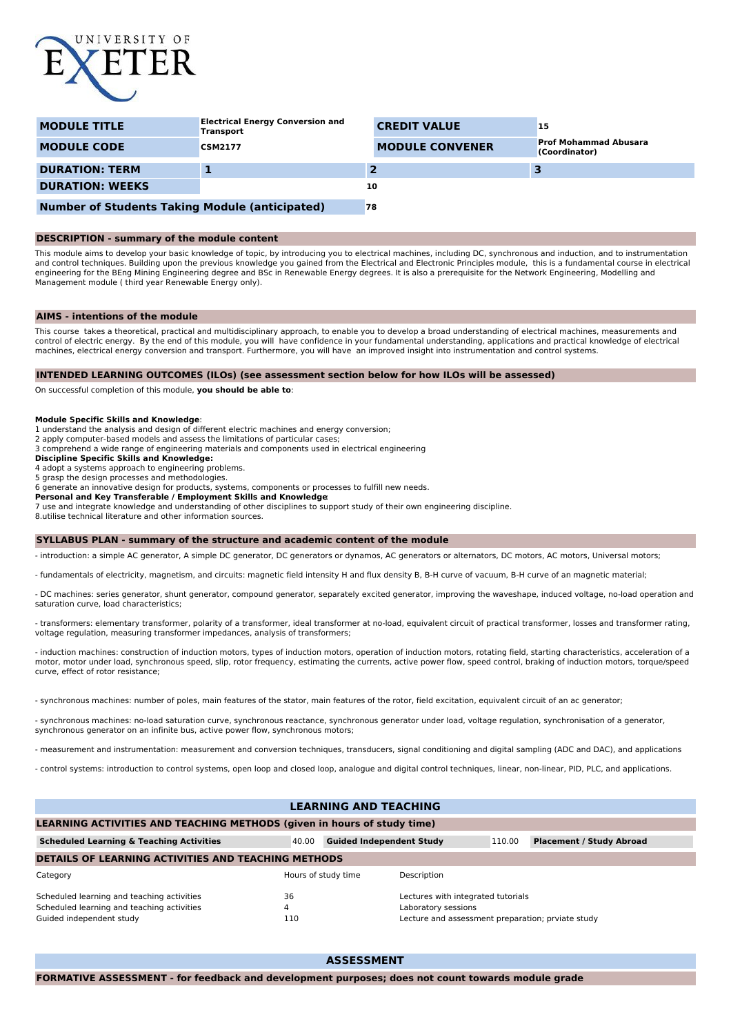| MODULE TITLE | Electrical Energy Conversion and Transport | CREDIT VALUE | 15 |
| --- | --- | --- | --- |
| MODULE CODE | CSM2177 | MODULE CONVENER | Prof Mohammad Abusara (Coordinator) |
| DURATION: TERM | 1 | 2 | 3 |
| DURATION: WEEKS | | 10 | |
| Number of Students Taking Module (anticipated) | | 78 | |

## DESCRIPTION - summary of the module content

This module aims to develop your basic knowledge of topic, by introducing you to electrical machines, including DC, synchronous and induction, and to instrumentation and control techniques. Building upon the previous knowledge you gained from the Electrical and Electronic Principles module, this is a fundamental course in electrical engineering for the BEng Mining Engineering degree and BSc in Renewable Energy degrees. It is also a prerequisite for the Network Engineering, Modelling and Management module ( third year Renewable Energy only).

## AIMS - intentions of the module

This course takes a theoretical, practical and multidisciplinary approach, to enable you to develop a broad understanding of electrical machines, measurements and control of electric energy. By the end of this module, you will have confidence in your fundamental understanding, applications and practical knowledge of electrical machines, electrical energy conversion and transport. Furthermore, you will have an improved insight into instrumentation and control systems.

## INTENDED LEARNING OUTCOMES (ILOs) (see assessment section below for how ILOs will be assessed)

On successful completion of this module, **you should be able to**:

**Module Specific Skills and Knowledge**:
1 understand the analysis and design of different electric machines and energy conversion;
2 apply computer-based models and assess the limitations of particular cases;
3 comprehend a wide range of engineering materials and components used in electrical engineering
**Discipline Specific Skills and Knowledge:**
4 adopt a systems approach to engineering problems.
5 grasp the design processes and methodologies.
6 generate an innovative design for products, systems, components or processes to fulfill new needs.
**Personal and Key Transferable / Employment Skills and Knowledge**:
7 use and integrate knowledge and understanding of other disciplines to support study of their own engineering discipline.
8.utilise technical literature and other information sources.

## SYLLABUS PLAN - summary of the structure and academic content of the module

- introduction: a simple AC generator, A simple DC generator, DC generators or dynamos, AC generators or alternators, DC motors, AC motors, Universal motors;

- fundamentals of electricity, magnetism, and circuits: magnetic field intensity H and flux density B, B-H curve of vacuum, B-H curve of an magnetic material;

- DC machines: series generator, shunt generator, compound generator, separately excited generator, improving the waveshape, induced voltage, no-load operation and saturation curve, load characteristics;

- transformers: elementary transformer, polarity of a transformer, ideal transformer at no-load, equivalent circuit of practical transformer, losses and transformer rating, voltage regulation, measuring transformer impedances, analysis of transformers;

- induction machines: construction of induction motors, types of induction motors, operation of induction motors, rotating field, starting characteristics, acceleration of a motor, motor under load, synchronous speed, slip, rotor frequency, estimating the currents, active power flow, speed control, braking of induction motors, torque/speed curve, effect of rotor resistance;

- synchronous machines: number of poles, main features of the stator, main features of the rotor, field excitation, equivalent circuit of an ac generator;

- synchronous machines: no-load saturation curve, synchronous reactance, synchronous generator under load, voltage regulation, synchronisation of a generator, synchronous generator on an infinite bus, active power flow, synchronous motors;

- measurement and instrumentation: measurement and conversion techniques, transducers, signal conditioning and digital sampling (ADC and DAC), and applications

- control systems: introduction to control systems, open loop and closed loop, analogue and digital control techniques, linear, non-linear, PID, PLC, and applications.

## LEARNING AND TEACHING

### LEARNING ACTIVITIES AND TEACHING METHODS (given in hours of study time)

| Scheduled Learning & Teaching Activities | 40.00 | Guided Independent Study | 110.00 | Placement / Study Abroad |
| --- | --- | --- | --- | --- |

### DETAILS OF LEARNING ACTIVITIES AND TEACHING METHODS

| Category | Hours of study time | Description |
| --- | --- | --- |
| Scheduled learning and teaching activities | 36 | Lectures with integrated tutorials |
| Scheduled learning and teaching activities | 4 | Laboratory sessions |
| Guided independent study | 110 | Lecture and assessment preparation; prviate study |

## ASSESSMENT

### FORMATIVE ASSESSMENT - for feedback and development purposes; does not count towards module grade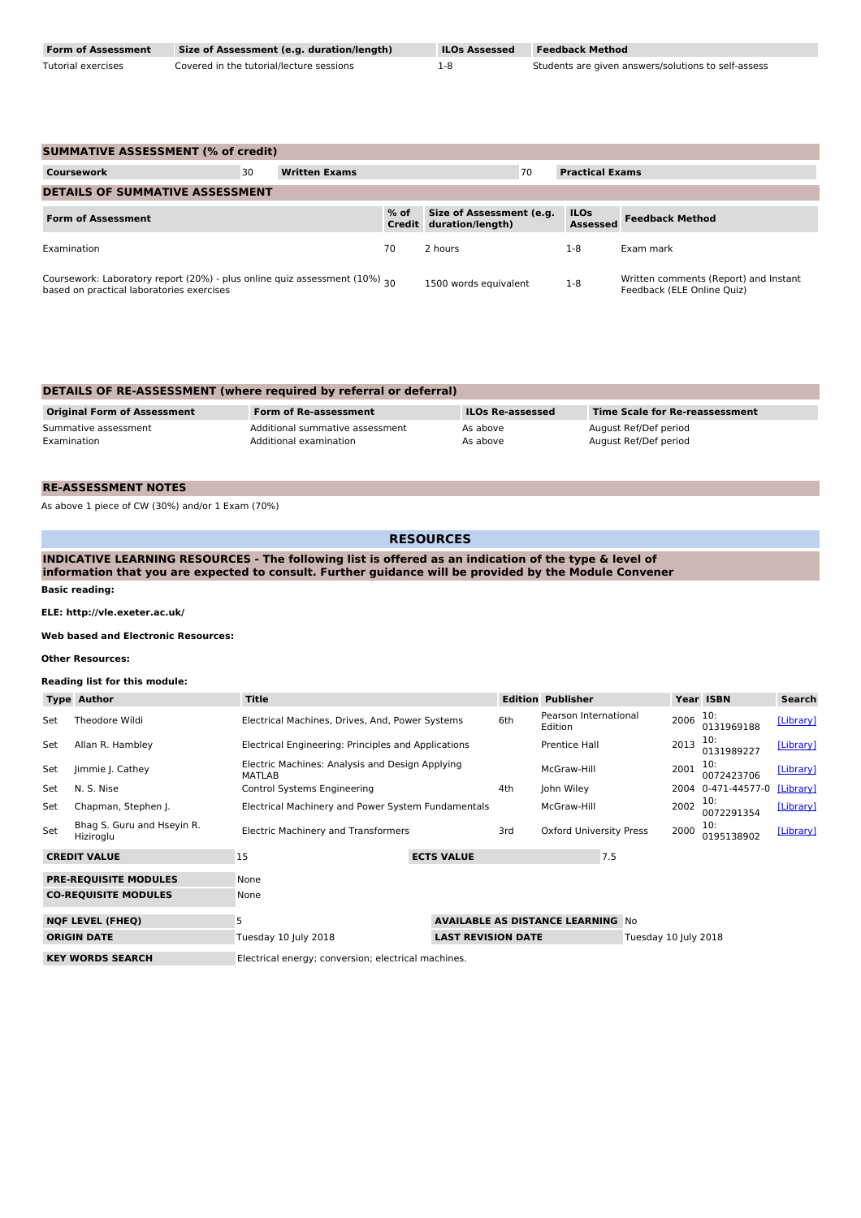| Form of Assessment | Size of Assessment (e.g. duration/length) | ILOs Assessed | Feedback Method |
|---|---|---|---|
| Tutorial exercises | Covered in the tutorial/lecture sessions | 1-8 | Students are given answers/solutions to self-assess |

## SUMMATIVE ASSESSMENT (% of credit)

| Coursework | 30 | Written Exams | 70 | Practical Exams | |
|---|---|---|---|---|---|

## DETAILS OF SUMMATIVE ASSESSMENT

| Form of Assessment | % of Credit | Size of Assessment (e.g. duration/length) | ILOs Assessed | Feedback Method |
|---|---|---|---|---|
| Examination | 70 | 2 hours | 1-8 | Exam mark |
| Coursework: Laboratory report (20%) - plus online quiz assessment (10%) based on practical laboratories exercises | 30 | 1500 words equivalent | 1-8 | Written comments (Report) and Instant Feedback (ELE Online Quiz) |

## DETAILS OF RE-ASSESSMENT (where required by referral or deferral)

| Original Form of Assessment | Form of Re-assessment | ILOs Re-assessed | Time Scale for Re-reassessment |
|---|---|---|---|
| Summative assessment | Additional summative assessment | As above | August Ref/Def period |
| Examination | Additional examination | As above | August Ref/Def period |

## RE-ASSESSMENT NOTES

As above 1 piece of CW (30%) and/or 1 Exam (70%)

# RESOURCES

## INDICATIVE LEARNING RESOURCES - The following list is offered as an indication of the type & level of information that you are expected to consult. Further guidance will be provided by the Module Convener

**Basic reading:**

**ELE: http://vle.exeter.ac.uk/**

**Web based and Electronic Resources:**

**Other Resources:**

**Reading list for this module:**

| Type | Author | Title | Edition | Publisher | Year | ISBN | Search |
|---|---|---|---|---|---|---|---|
| Set | Theodore Wildi | Electrical Machines, Drives, And, Power Systems | 6th | Pearson International Edition | 2006 | 10: 0131969188 | [Library] |
| Set | Allan R. Hambley | Electrical Engineering: Principles and Applications | | Prentice Hall | 2013 | 10: 0131989227 | [Library] |
| Set | Jimmie J. Cathey | Electric Machines: Analysis and Design Applying MATLAB | | McGraw-Hill | 2001 | 10: 0072423706 | [Library] |
| Set | N. S. Nise | Control Systems Engineering | 4th | John Wiley | 2004 | 0-471-44577-0 | [Library] |
| Set | Chapman, Stephen J. | Electrical Machinery and Power System Fundamentals | | McGraw-Hill | 2002 | 10: 0072291354 | [Library] |
| Set | Bhag S. Guru and Hseyin R. Hiziroglu | Electric Machinery and Transformers | 3rd | Oxford University Press | 2000 | 10: 0195138902 | [Library] |

| | | | |
|---|---|---|---|
| **CREDIT VALUE** | 15 | **ECTS VALUE** | 7.5 |
| **PRE-REQUISITE MODULES** | None | | |
| **CO-REQUISITE MODULES** | None | | |
| **NQF LEVEL (FHEQ)** | 5 | **AVAILABLE AS DISTANCE LEARNING** | No |
| **ORIGIN DATE** | Tuesday 10 July 2018 | **LAST REVISION DATE** | Tuesday 10 July 2018 |
| **KEY WORDS SEARCH** | Electrical energy; conversion; electrical machines. | | |